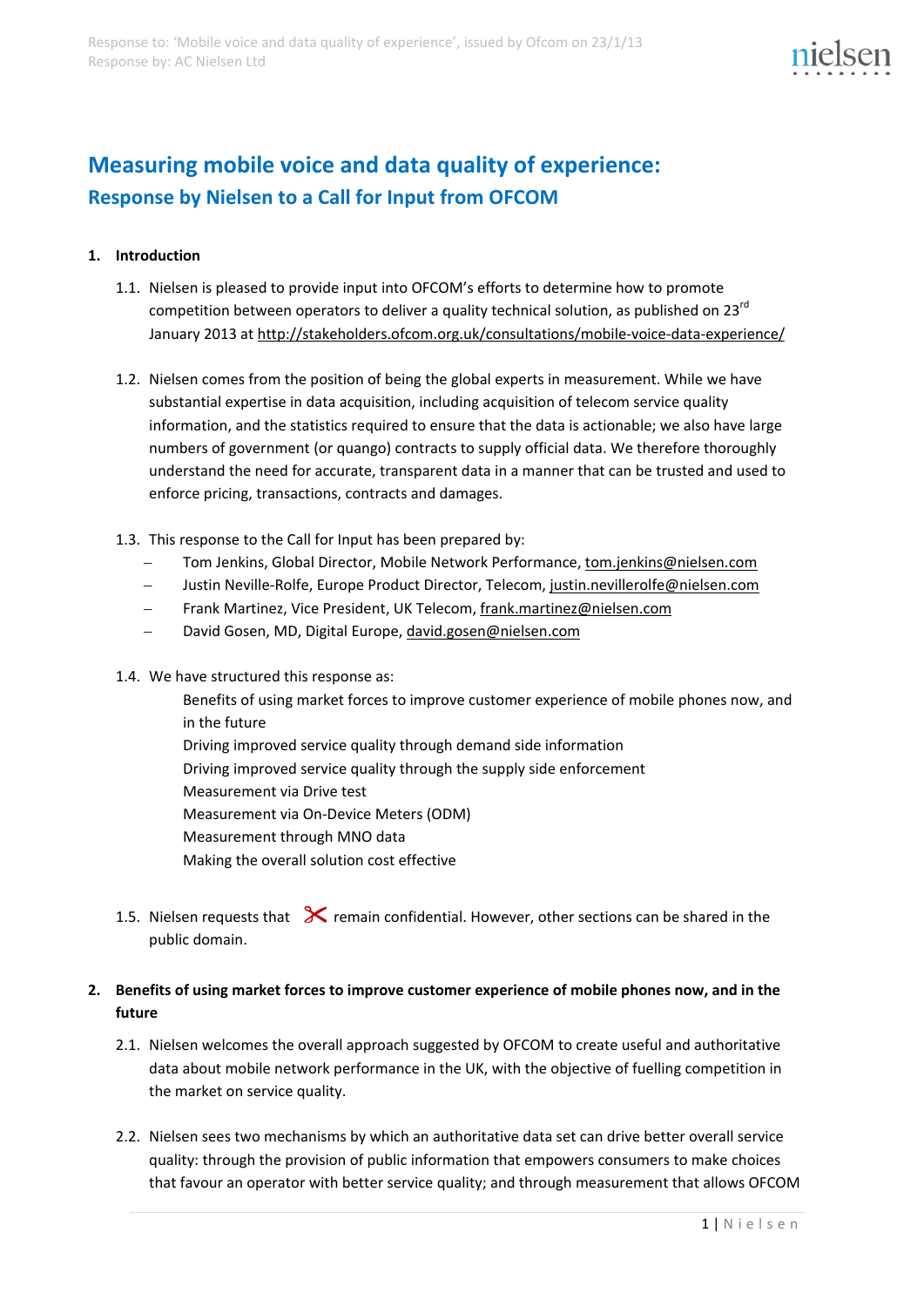# Measuring mobile voice and data quality of experience:

## Response by Nielsen to a Call for Input from OFCOM

### 1. Introduction

1.1. Nielsen is pleased to provide input into OFCOM's efforts to determine how to promote competition between operators to deliver a quality technical solution, as published on 23rd January 2013 at http://stakeholders.ofcom.org.uk/consultations/mobile-voice-data-experience/

1.2. Nielsen comes from the position of being the global experts in measurement. While we have substantial expertise in data acquisition, including acquisition of telecom service quality information, and the statistics required to ensure that the data is actionable; we also have large numbers of government (or quango) contracts to supply official data. We therefore thoroughly understand the need for accurate, transparent data in a manner that can be trusted and used to enforce pricing, transactions, contracts and damages.

1.3. This response to the Call for Input has been prepared by:

- Tom Jenkins, Global Director, Mobile Network Performance, tom.jenkins@nielsen.com
- Justin Neville-Rolfe, Europe Product Director, Telecom, justin.nevillerolfe@nielsen.com
- Frank Martinez, Vice President, UK Telecom, frank.martinez@nielsen.com
- David Gosen, MD, Digital Europe, david.gosen@nielsen.com

1.4. We have structured this response as:

Benefits of using market forces to improve customer experience of mobile phones now, and in the future
Driving improved service quality through demand side information
Driving improved service quality through the supply side enforcement
Measurement via Drive test
Measurement via On-Device Meters (ODM)
Measurement through MNO data
Making the overall solution cost effective

1.5. Nielsen requests that ✂ remain confidential. However, other sections can be shared in the public domain.

### 2. Benefits of using market forces to improve customer experience of mobile phones now, and in the future

2.1. Nielsen welcomes the overall approach suggested by OFCOM to create useful and authoritative data about mobile network performance in the UK, with the objective of fuelling competition in the market on service quality.

2.2. Nielsen sees two mechanisms by which an authoritative data set can drive better overall service quality: through the provision of public information that empowers consumers to make choices that favour an operator with better service quality; and through measurement that allows OFCOM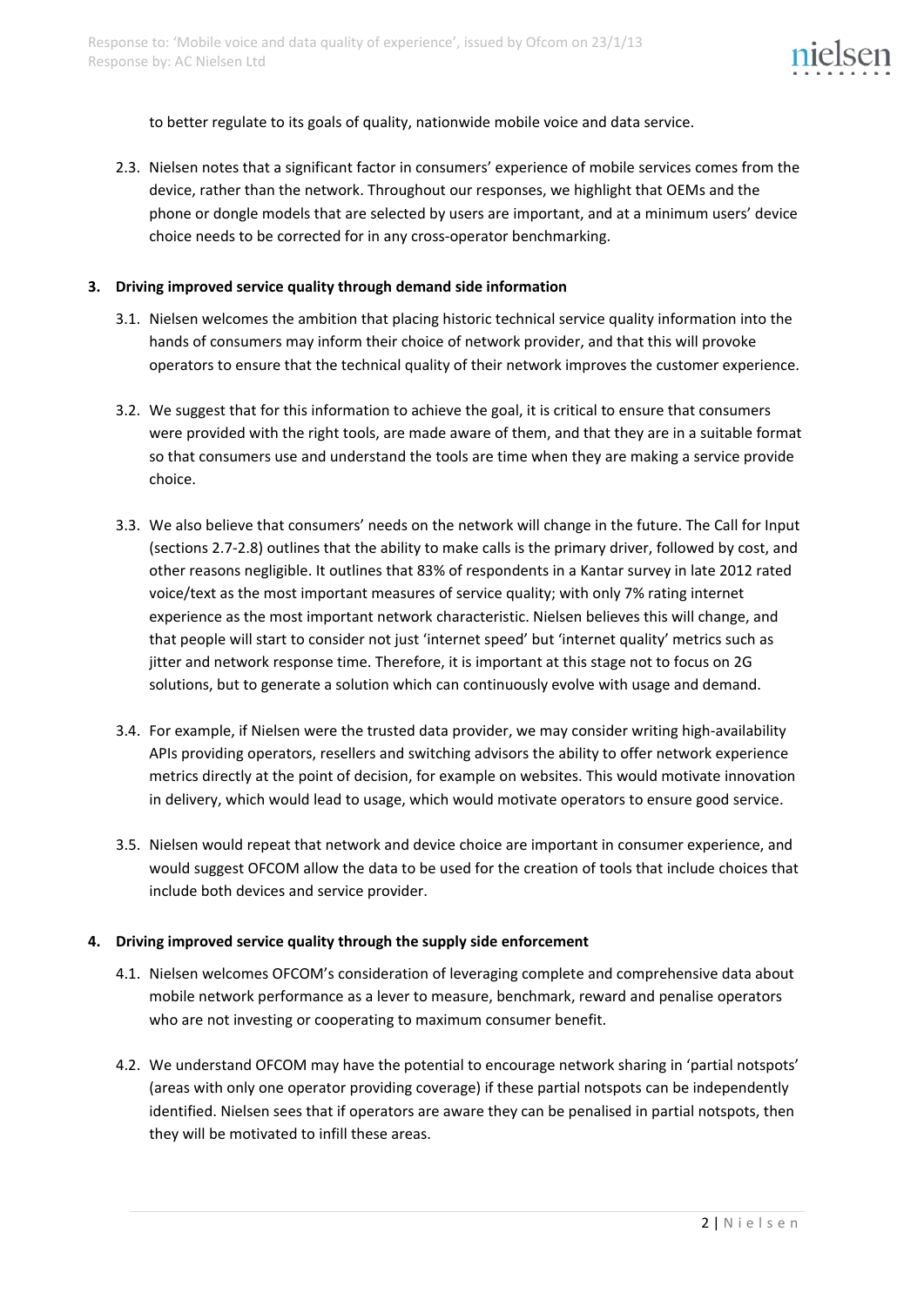to better regulate to its goals of quality, nationwide mobile voice and data service.

2.3. Nielsen notes that a significant factor in consumers' experience of mobile services comes from the device, rather than the network. Throughout our responses, we highlight that OEMs and the phone or dongle models that are selected by users are important, and at a minimum users' device choice needs to be corrected for in any cross-operator benchmarking.

## 3. Driving improved service quality through demand side information

3.1. Nielsen welcomes the ambition that placing historic technical service quality information into the hands of consumers may inform their choice of network provider, and that this will provoke operators to ensure that the technical quality of their network improves the customer experience.

3.2. We suggest that for this information to achieve the goal, it is critical to ensure that consumers were provided with the right tools, are made aware of them, and that they are in a suitable format so that consumers use and understand the tools are time when they are making a service provide choice.

3.3. We also believe that consumers' needs on the network will change in the future. The Call for Input (sections 2.7-2.8) outlines that the ability to make calls is the primary driver, followed by cost, and other reasons negligible. It outlines that 83% of respondents in a Kantar survey in late 2012 rated voice/text as the most important measures of service quality; with only 7% rating internet experience as the most important network characteristic. Nielsen believes this will change, and that people will start to consider not just 'internet speed' but 'internet quality' metrics such as jitter and network response time. Therefore, it is important at this stage not to focus on 2G solutions, but to generate a solution which can continuously evolve with usage and demand.

3.4. For example, if Nielsen were the trusted data provider, we may consider writing high-availability APIs providing operators, resellers and switching advisors the ability to offer network experience metrics directly at the point of decision, for example on websites. This would motivate innovation in delivery, which would lead to usage, which would motivate operators to ensure good service.

3.5. Nielsen would repeat that network and device choice are important in consumer experience, and would suggest OFCOM allow the data to be used for the creation of tools that include choices that include both devices and service provider.

## 4. Driving improved service quality through the supply side enforcement

4.1. Nielsen welcomes OFCOM's consideration of leveraging complete and comprehensive data about mobile network performance as a lever to measure, benchmark, reward and penalise operators who are not investing or cooperating to maximum consumer benefit.

4.2. We understand OFCOM may have the potential to encourage network sharing in 'partial notspots' (areas with only one operator providing coverage) if these partial notspots can be independently identified. Nielsen sees that if operators are aware they can be penalised in partial notspots, then they will be motivated to infill these areas.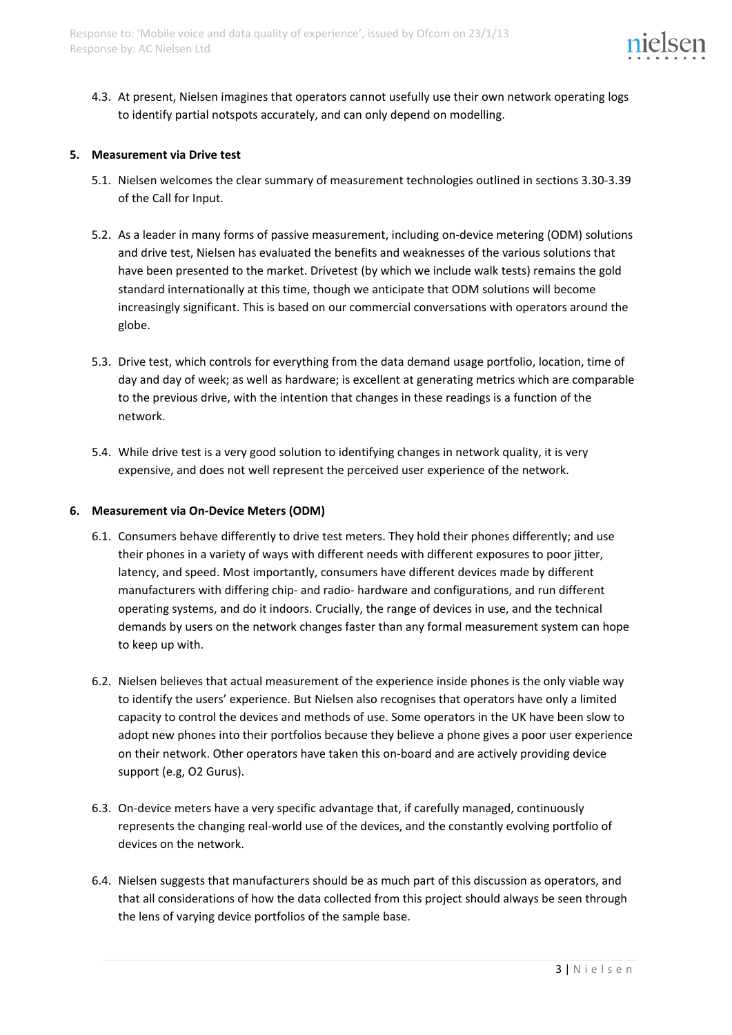4.3. At present, Nielsen imagines that operators cannot usefully use their own network operating logs to identify partial notspots accurately, and can only depend on modelling.

**5. Measurement via Drive test**

5.1. Nielsen welcomes the clear summary of measurement technologies outlined in sections 3.30-3.39 of the Call for Input.

5.2. As a leader in many forms of passive measurement, including on-device metering (ODM) solutions and drive test, Nielsen has evaluated the benefits and weaknesses of the various solutions that have been presented to the market. Drivetest (by which we include walk tests) remains the gold standard internationally at this time, though we anticipate that ODM solutions will become increasingly significant. This is based on our commercial conversations with operators around the globe.

5.3. Drive test, which controls for everything from the data demand usage portfolio, location, time of day and day of week; as well as hardware; is excellent at generating metrics which are comparable to the previous drive, with the intention that changes in these readings is a function of the network.

5.4. While drive test is a very good solution to identifying changes in network quality, it is very expensive, and does not well represent the perceived user experience of the network.

**6. Measurement via On-Device Meters (ODM)**

6.1. Consumers behave differently to drive test meters. They hold their phones differently; and use their phones in a variety of ways with different needs with different exposures to poor jitter, latency, and speed. Most importantly, consumers have different devices made by different manufacturers with differing chip- and radio- hardware and configurations, and run different operating systems, and do it indoors. Crucially, the range of devices in use, and the technical demands by users on the network changes faster than any formal measurement system can hope to keep up with.

6.2. Nielsen believes that actual measurement of the experience inside phones is the only viable way to identify the users' experience. But Nielsen also recognises that operators have only a limited capacity to control the devices and methods of use. Some operators in the UK have been slow to adopt new phones into their portfolios because they believe a phone gives a poor user experience on their network. Other operators have taken this on-board and are actively providing device support (e.g, O2 Gurus).

6.3. On-device meters have a very specific advantage that, if carefully managed, continuously represents the changing real-world use of the devices, and the constantly evolving portfolio of devices on the network.

6.4. Nielsen suggests that manufacturers should be as much part of this discussion as operators, and that all considerations of how the data collected from this project should always be seen through the lens of varying device portfolios of the sample base.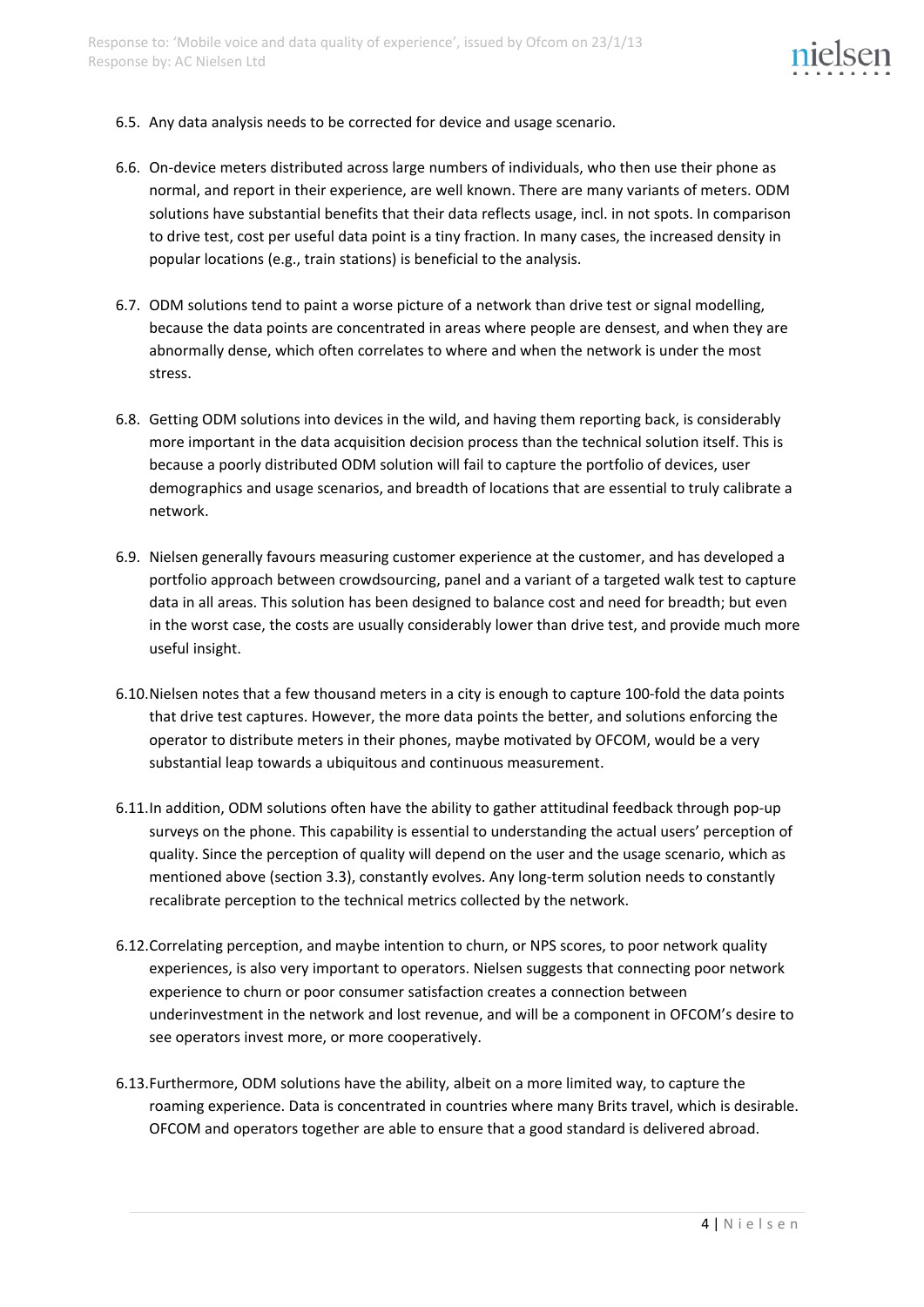6.5. Any data analysis needs to be corrected for device and usage scenario.

6.6. On-device meters distributed across large numbers of individuals, who then use their phone as normal, and report in their experience, are well known. There are many variants of meters. ODM solutions have substantial benefits that their data reflects usage, incl. in not spots. In comparison to drive test, cost per useful data point is a tiny fraction. In many cases, the increased density in popular locations (e.g., train stations) is beneficial to the analysis.

6.7. ODM solutions tend to paint a worse picture of a network than drive test or signal modelling, because the data points are concentrated in areas where people are densest, and when they are abnormally dense, which often correlates to where and when the network is under the most stress.

6.8. Getting ODM solutions into devices in the wild, and having them reporting back, is considerably more important in the data acquisition decision process than the technical solution itself. This is because a poorly distributed ODM solution will fail to capture the portfolio of devices, user demographics and usage scenarios, and breadth of locations that are essential to truly calibrate a network.

6.9. Nielsen generally favours measuring customer experience at the customer, and has developed a portfolio approach between crowdsourcing, panel and a variant of a targeted walk test to capture data in all areas. This solution has been designed to balance cost and need for breadth; but even in the worst case, the costs are usually considerably lower than drive test, and provide much more useful insight.

6.10. Nielsen notes that a few thousand meters in a city is enough to capture 100-fold the data points that drive test captures. However, the more data points the better, and solutions enforcing the operator to distribute meters in their phones, maybe motivated by OFCOM, would be a very substantial leap towards a ubiquitous and continuous measurement.

6.11. In addition, ODM solutions often have the ability to gather attitudinal feedback through pop-up surveys on the phone. This capability is essential to understanding the actual users' perception of quality. Since the perception of quality will depend on the user and the usage scenario, which as mentioned above (section 3.3), constantly evolves. Any long-term solution needs to constantly recalibrate perception to the technical metrics collected by the network.

6.12. Correlating perception, and maybe intention to churn, or NPS scores, to poor network quality experiences, is also very important to operators. Nielsen suggests that connecting poor network experience to churn or poor consumer satisfaction creates a connection between underinvestment in the network and lost revenue, and will be a component in OFCOM's desire to see operators invest more, or more cooperatively.

6.13. Furthermore, ODM solutions have the ability, albeit on a more limited way, to capture the roaming experience. Data is concentrated in countries where many Brits travel, which is desirable. OFCOM and operators together are able to ensure that a good standard is delivered abroad.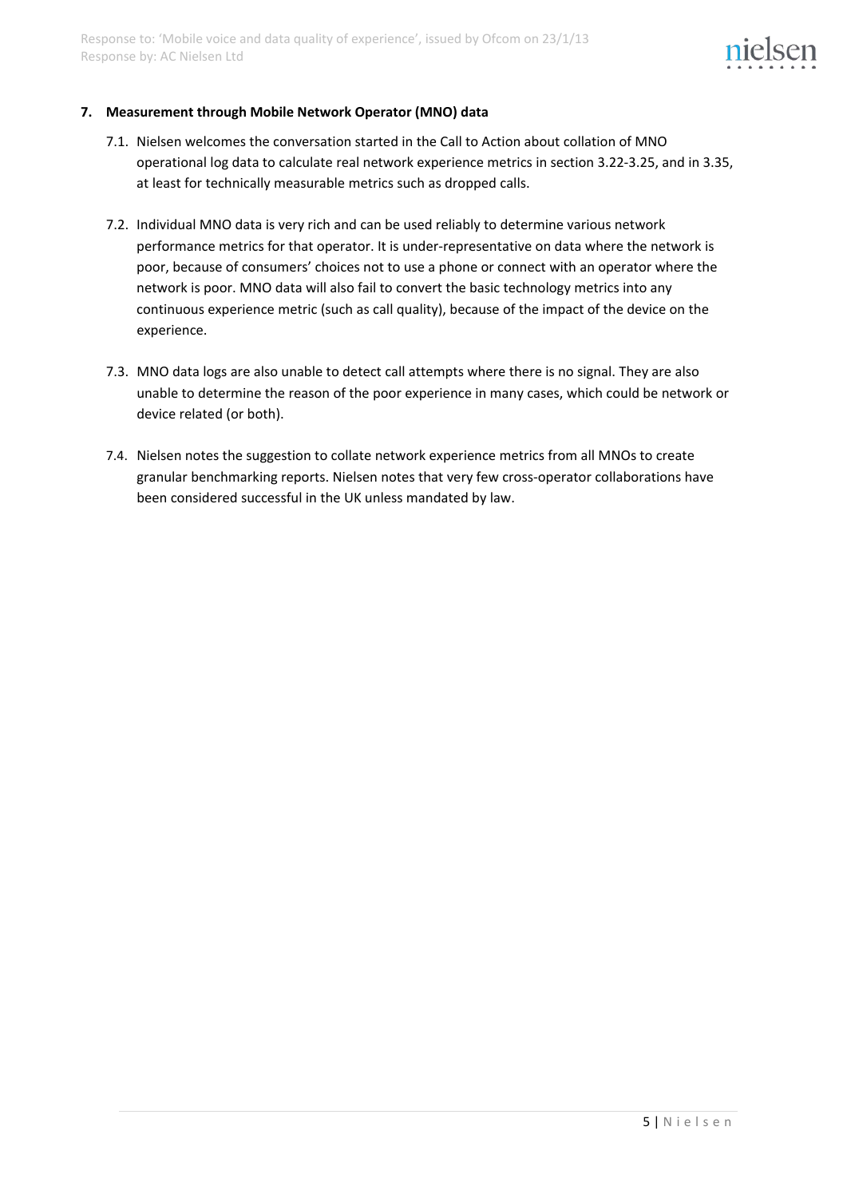## 7. Measurement through Mobile Network Operator (MNO) data

7.1. Nielsen welcomes the conversation started in the Call to Action about collation of MNO operational log data to calculate real network experience metrics in section 3.22-3.25, and in 3.35, at least for technically measurable metrics such as dropped calls.

7.2. Individual MNO data is very rich and can be used reliably to determine various network performance metrics for that operator. It is under-representative on data where the network is poor, because of consumers' choices not to use a phone or connect with an operator where the network is poor. MNO data will also fail to convert the basic technology metrics into any continuous experience metric (such as call quality), because of the impact of the device on the experience.

7.3. MNO data logs are also unable to detect call attempts where there is no signal. They are also unable to determine the reason of the poor experience in many cases, which could be network or device related (or both).

7.4. Nielsen notes the suggestion to collate network experience metrics from all MNOs to create granular benchmarking reports. Nielsen notes that very few cross-operator collaborations have been considered successful in the UK unless mandated by law.